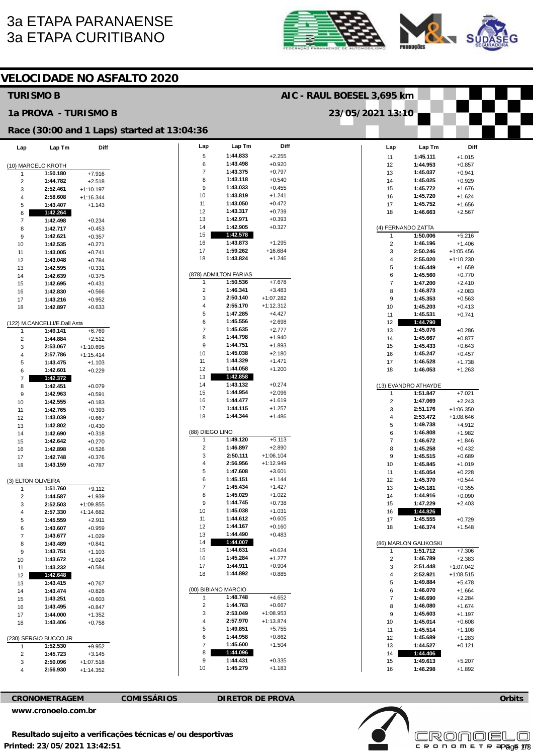# 3a ETAPA PARANAENSE
# 3a ETAPA CURITIBANO

## VELOCIDADE NO ASFALTO 2020

**TURISMO B** — **AIC - RAUL BOESEL 3,695 km**

**1a PROVA - TURISMO B** — **23/05/2021 13:10**

**Race (30:00 and 1 Laps) started at 13:04:36**

### (10) MARCELO KROTH

| Lap | Lap Tm | Diff |
|---|---|---|
| 1 | 1:50.180 | +7.916 |
| 2 | 1:44.782 | +2.518 |
| 3 | 2:52.461 | +1:10.197 |
| 4 | 2:58.608 | +1:16.344 |
| 5 | 1:43.407 | +1.143 |
| 6 | **1:42.264** | |
| 7 | 1:42.498 | +0.234 |
| 8 | 1:42.717 | +0.453 |
| 9 | 1:42.621 | +0.357 |
| 10 | 1:42.535 | +0.271 |
| 11 | 1:43.005 | +0.741 |
| 12 | 1:43.048 | +0.784 |
| 13 | 1:42.595 | +0.331 |
| 14 | 1:42.639 | +0.375 |
| 15 | 1:42.695 | +0.431 |
| 16 | 1:42.830 | +0.566 |
| 17 | 1:43.216 | +0.952 |
| 18 | 1:42.897 | +0.633 |

### (122) M.CANCELLI/E.Dall Asta

| Lap | Lap Tm | Diff |
|---|---|---|
| 1 | 1:49.141 | +6.769 |
| 2 | 1:44.884 | +2.512 |
| 3 | 2:53.067 | +1:10.695 |
| 4 | 2:57.786 | +1:15.414 |
| 5 | 1:43.475 | +1.103 |
| 6 | 1:42.601 | +0.229 |
| 7 | **1:42.372** | |
| 8 | 1:42.451 | +0.079 |
| 9 | 1:42.963 | +0.591 |
| 10 | 1:42.555 | +0.183 |
| 11 | 1:42.765 | +0.393 |
| 12 | 1:43.039 | +0.667 |
| 13 | 1:42.802 | +0.430 |
| 14 | 1:42.690 | +0.318 |
| 15 | 1:42.642 | +0.270 |
| 16 | 1:42.898 | +0.526 |
| 17 | 1:42.748 | +0.376 |
| 18 | 1:43.159 | +0.787 |

### (3) ELTON OLIVEIRA

| Lap | Lap Tm | Diff |
|---|---|---|
| 1 | 1:51.760 | +9.112 |
| 2 | 1:44.587 | +1.939 |
| 3 | 2:52.503 | +1:09.855 |
| 4 | 2:57.330 | +1:14.682 |
| 5 | 1:45.559 | +2.911 |
| 6 | 1:43.607 | +0.959 |
| 7 | 1:43.677 | +1.029 |
| 8 | 1:43.489 | +0.841 |
| 9 | 1:43.751 | +1.103 |
| 10 | 1:43.672 | +1.024 |
| 11 | 1:43.232 | +0.584 |
| 12 | **1:42.648** | |
| 13 | 1:43.415 | +0.767 |
| 14 | 1:43.474 | +0.826 |
| 15 | 1:43.251 | +0.603 |
| 16 | 1:43.495 | +0.847 |
| 17 | 1:44.000 | +1.352 |
| 18 | 1:43.406 | +0.758 |

### (230) SERGIO BUCCO JR

| Lap | Lap Tm | Diff |
|---|---|---|
| 1 | 1:52.530 | +9.952 |
| 2 | 1:45.723 | +3.145 |
| 3 | 2:50.096 | +1:07.518 |
| 4 | 2:56.930 | +1:14.352 |
| 5 | 1:44.833 | +2.255 |
| 6 | 1:43.498 | +0.920 |
| 7 | 1:43.375 | +0.797 |
| 8 | 1:43.118 | +0.540 |
| 9 | 1:43.033 | +0.455 |
| 10 | 1:43.819 | +1.241 |
| 11 | 1:43.050 | +0.472 |
| 12 | 1:43.317 | +0.739 |
| 13 | 1:42.971 | +0.393 |
| 14 | 1:42.905 | +0.327 |
| 15 | **1:42.578** | |
| 16 | 1:43.873 | +1.295 |
| 17 | 1:59.262 | +16.684 |
| 18 | 1:43.824 | +1.246 |

### (878) ADMILTON FARIAS

| Lap | Lap Tm | Diff |
|---|---|---|
| 1 | 1:50.536 | +7.678 |
| 2 | 1:46.341 | +3.483 |
| 3 | 2:50.140 | +1:07.282 |
| 4 | 2:55.170 | +1:12.312 |
| 5 | 1:47.285 | +4.427 |
| 6 | 1:45.556 | +2.698 |
| 7 | 1:45.635 | +2.777 |
| 8 | 1:44.798 | +1.940 |
| 9 | 1:44.751 | +1.893 |
| 10 | 1:45.038 | +2.180 |
| 11 | 1:44.329 | +1.471 |
| 12 | 1:44.058 | +1.200 |
| 13 | **1:42.858** | |
| 14 | 1:43.132 | +0.274 |
| 15 | 1:44.954 | +2.096 |
| 16 | 1:44.477 | +1.619 |
| 17 | 1:44.115 | +1.257 |
| 18 | 1:44.344 | +1.486 |

### (88) DIEGO LINO

| Lap | Lap Tm | Diff |
|---|---|---|
| 1 | 1:49.120 | +5.113 |
| 2 | 1:46.897 | +2.890 |
| 3 | 2:50.111 | +1:06.104 |
| 4 | 2:56.956 | +1:12.949 |
| 5 | 1:47.608 | +3.601 |
| 6 | 1:45.151 | +1.144 |
| 7 | 1:45.434 | +1.427 |
| 8 | 1:45.029 | +1.022 |
| 9 | 1:44.745 | +0.738 |
| 10 | 1:45.038 | +1.031 |
| 11 | 1:44.612 | +0.605 |
| 12 | 1:44.167 | +0.160 |
| 13 | 1:44.490 | +0.483 |
| 14 | **1:44.007** | |
| 15 | 1:44.631 | +0.624 |
| 16 | 1:45.284 | +1.277 |
| 17 | 1:44.911 | +0.904 |
| 18 | 1:44.892 | +0.885 |

### (00) BIBIANO MARCIO

| Lap | Lap Tm | Diff |
|---|---|---|
| 1 | 1:48.748 | +4.652 |
| 2 | 1:44.763 | +0.667 |
| 3 | 2:53.049 | +1:08.953 |
| 4 | 2:57.970 | +1:13.874 |
| 5 | 1:49.851 | +5.755 |
| 6 | 1:44.958 | +0.862 |
| 7 | 1:45.600 | +1.504 |
| 8 | **1:44.096** | |
| 9 | 1:44.431 | +0.335 |
| 10 | 1:45.279 | +1.183 |
| 11 | 1:45.111 | +1.015 |
| 12 | 1:44.953 | +0.857 |
| 13 | 1:45.037 | +0.941 |
| 14 | 1:45.025 | +0.929 |
| 15 | 1:45.772 | +1.676 |
| 16 | 1:45.720 | +1.624 |
| 17 | 1:45.752 | +1.656 |
| 18 | 1:46.663 | +2.567 |

### (4) FERNANDO ZATTA

| Lap | Lap Tm | Diff |
|---|---|---|
| 1 | 1:50.006 | +5.216 |
| 2 | 1:46.196 | +1.406 |
| 3 | 2:50.246 | +1:05.456 |
| 4 | 2:55.020 | +1:10.230 |
| 5 | 1:46.449 | +1.659 |
| 6 | 1:45.560 | +0.770 |
| 7 | 1:47.200 | +2.410 |
| 8 | 1:46.873 | +2.083 |
| 9 | 1:45.353 | +0.563 |
| 10 | 1:45.203 | +0.413 |
| 11 | 1:45.531 | +0.741 |
| 12 | **1:44.790** | |
| 13 | 1:45.076 | +0.286 |
| 14 | 1:45.667 | +0.877 |
| 15 | 1:45.433 | +0.643 |
| 16 | 1:45.247 | +0.457 |
| 17 | 1:46.528 | +1.738 |
| 18 | 1:46.053 | +1.263 |

### (13) EVANDRO ATHAYDE

| Lap | Lap Tm | Diff |
|---|---|---|
| 1 | 1:51.847 | +7.021 |
| 2 | 1:47.069 | +2.243 |
| 3 | 2:51.176 | +1:06.350 |
| 4 | 2:53.472 | +1:08.646 |
| 5 | 1:49.738 | +4.912 |
| 6 | 1:46.808 | +1.982 |
| 7 | 1:46.672 | +1.846 |
| 8 | 1:45.258 | +0.432 |
| 9 | 1:45.515 | +0.689 |
| 10 | 1:45.845 | +1.019 |
| 11 | 1:45.054 | +0.228 |
| 12 | 1:45.370 | +0.544 |
| 13 | 1:45.181 | +0.355 |
| 14 | 1:44.916 | +0.090 |
| 15 | 1:47.229 | +2.403 |
| 16 | **1:44.826** | |
| 17 | 1:45.555 | +0.729 |
| 18 | 1:46.374 | +1.548 |

### (86) MARLON GALIKOSKI

| Lap | Lap Tm | Diff |
|---|---|---|
| 1 | 1:51.712 | +7.306 |
| 2 | 1:46.789 | +2.383 |
| 3 | 2:51.448 | +1:07.042 |
| 4 | 2:52.921 | +1:08.515 |
| 5 | 1:49.884 | +5.478 |
| 6 | 1:46.070 | +1.664 |
| 7 | 1:46.690 | +2.284 |
| 8 | 1:46.080 | +1.674 |
| 9 | 1:45.603 | +1.197 |
| 10 | 1:45.014 | +0.608 |
| 11 | 1:45.514 | +1.108 |
| 12 | 1:45.689 | +1.283 |
| 13 | 1:44.527 | +0.121 |
| 14 | **1:44.406** | |
| 15 | 1:49.613 | +5.207 |
| 16 | 1:46.298 | +1.892 |

**CRONOMETRAGEM** | **COMISSÁRIOS** | **DIRETOR DE PROVA** | **Orbits**

www.cronoelo.com.br

**Resultado sujeito a verificações técnicas e/ou desportivas**

**Printed: 23/05/2021 13:42:51**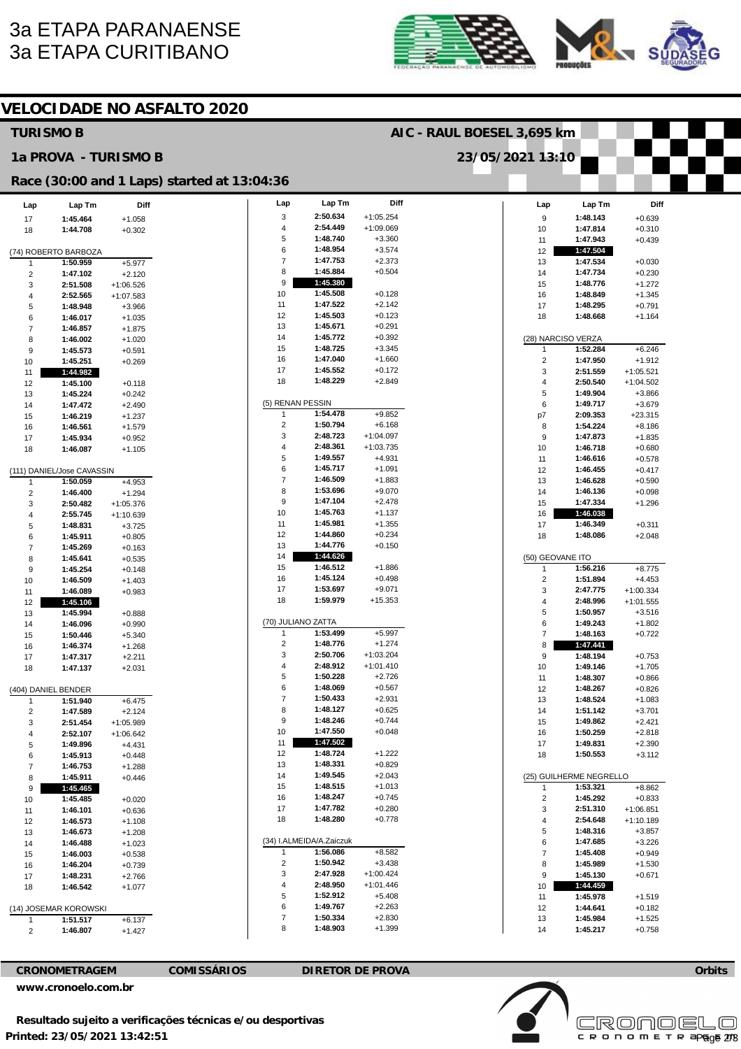3a ETAPA PARANAENSE
3a ETAPA CURITIBANO

## VELOCIDADE NO ASFALTO 2020

### TURISMO B

AIC - RAUL BOESEL 3,695 km

### 1a PROVA - TURISMO B

23/05/2021 13:10

### Race (30:00 and 1 Laps) started at 13:04:36

| Lap | Lap Tm | Diff |
|---|---|---|
| 17 | 1:45.464 | +1.058 |
| 18 | 1:44.708 | +0.302 |

(74) ROBERTO BARBOZA

| Lap | Lap Tm | Diff |
|---|---|---|
| 1 | 1:50.959 | +5.977 |
| 2 | 1:47.102 | +2.120 |
| 3 | 2:51.508 | +1:06.526 |
| 4 | 2:52.565 | +1:07.583 |
| 5 | 1:48.948 | +3.966 |
| 6 | 1:46.017 | +1.035 |
| 7 | 1:46.857 | +1.875 |
| 8 | 1:46.002 | +1.020 |
| 9 | 1:45.573 | +0.591 |
| 10 | 1:45.251 | +0.269 |
| 11 | **1:44.982** | |
| 12 | 1:45.100 | +0.118 |
| 13 | 1:45.224 | +0.242 |
| 14 | 1:47.472 | +2.490 |
| 15 | 1:46.219 | +1.237 |
| 16 | 1:46.561 | +1.579 |
| 17 | 1:45.934 | +0.952 |
| 18 | 1:46.087 | +1.105 |

(111) DANIEL/Jose CAVASSIN

| Lap | Lap Tm | Diff |
|---|---|---|
| 1 | 1:50.059 | +4.953 |
| 2 | 1:46.400 | +1.294 |
| 3 | 2:50.482 | +1:05.376 |
| 4 | 2:55.745 | +1:10.639 |
| 5 | 1:48.831 | +3.725 |
| 6 | 1:45.911 | +0.805 |
| 7 | 1:45.269 | +0.163 |
| 8 | 1:45.641 | +0.535 |
| 9 | 1:45.254 | +0.148 |
| 10 | 1:46.509 | +1.403 |
| 11 | 1:46.089 | +0.983 |
| 12 | **1:45.106** | |
| 13 | 1:45.994 | +0.888 |
| 14 | 1:46.096 | +0.990 |
| 15 | 1:50.446 | +5.340 |
| 16 | 1:46.374 | +1.268 |
| 17 | 1:47.317 | +2.211 |
| 18 | 1:47.137 | +2.031 |

(404) DANIEL BENDER

| Lap | Lap Tm | Diff |
|---|---|---|
| 1 | 1:51.940 | +6.475 |
| 2 | 1:47.589 | +2.124 |
| 3 | 2:51.454 | +1:05.989 |
| 4 | 2:52.107 | +1:06.642 |
| 5 | 1:49.896 | +4.431 |
| 6 | 1:45.913 | +0.448 |
| 7 | 1:46.753 | +1.288 |
| 8 | 1:45.911 | +0.446 |
| 9 | **1:45.465** | |
| 10 | 1:45.485 | +0.020 |
| 11 | 1:46.101 | +0.636 |
| 12 | 1:46.573 | +1.108 |
| 13 | 1:46.673 | +1.208 |
| 14 | 1:46.488 | +1.023 |
| 15 | 1:46.003 | +0.538 |
| 16 | 1:46.204 | +0.739 |
| 17 | 1:48.231 | +2.766 |
| 18 | 1:46.542 | +1.077 |

(14) JOSEMAR KOROWSKI

| Lap | Lap Tm | Diff |
|---|---|---|
| 1 | 1:51.517 | +6.137 |
| 2 | 1:46.807 | +1.427 |
| 3 | 2:50.634 | +1:05.254 |
| 4 | 2:54.449 | +1:09.069 |
| 5 | 1:48.740 | +3.360 |
| 6 | 1:48.954 | +3.574 |
| 7 | 1:47.753 | +2.373 |
| 8 | 1:45.884 | +0.504 |
| 9 | **1:45.380** | |
| 10 | 1:45.508 | +0.128 |
| 11 | 1:47.522 | +2.142 |
| 12 | 1:45.503 | +0.123 |
| 13 | 1:45.671 | +0.291 |
| 14 | 1:45.772 | +0.392 |
| 15 | 1:48.725 | +3.345 |
| 16 | 1:47.040 | +1.660 |
| 17 | 1:45.552 | +0.172 |
| 18 | 1:48.229 | +2.849 |

(5) RENAN PESSIN

| Lap | Lap Tm | Diff |
|---|---|---|
| 1 | 1:54.478 | +9.852 |
| 2 | 1:50.794 | +6.168 |
| 3 | 2:48.723 | +1:04.097 |
| 4 | 2:48.361 | +1:03.735 |
| 5 | 1:49.557 | +4.931 |
| 6 | 1:45.717 | +1.091 |
| 7 | 1:46.509 | +1.883 |
| 8 | 1:53.696 | +9.070 |
| 9 | 1:47.104 | +2.478 |
| 10 | 1:45.763 | +1.137 |
| 11 | 1:45.981 | +1.355 |
| 12 | 1:44.860 | +0.234 |
| 13 | 1:44.776 | +0.150 |
| 14 | **1:44.626** | |
| 15 | 1:46.512 | +1.886 |
| 16 | 1:45.124 | +0.498 |
| 17 | 1:53.697 | +9.071 |
| 18 | 1:59.979 | +15.353 |

(70) JULIANO ZATTA

| Lap | Lap Tm | Diff |
|---|---|---|
| 1 | 1:53.499 | +5.997 |
| 2 | 1:48.776 | +1.274 |
| 3 | 2:50.706 | +1:03.204 |
| 4 | 2:48.912 | +1:01.410 |
| 5 | 1:50.228 | +2.726 |
| 6 | 1:48.069 | +0.567 |
| 7 | 1:50.433 | +2.931 |
| 8 | 1:48.127 | +0.625 |
| 9 | 1:48.246 | +0.744 |
| 10 | 1:47.550 | +0.048 |
| 11 | **1:47.502** | |
| 12 | 1:48.724 | +1.222 |
| 13 | 1:48.331 | +0.829 |
| 14 | 1:49.545 | +2.043 |
| 15 | 1:48.515 | +1.013 |
| 16 | 1:48.247 | +0.745 |
| 17 | 1:47.782 | +0.280 |
| 18 | 1:48.280 | +0.778 |

(34) I.ALMEIDA/A.Zaiczuk

| Lap | Lap Tm | Diff |
|---|---|---|
| 1 | 1:56.086 | +8.582 |
| 2 | 1:50.942 | +3.438 |
| 3 | 2:47.928 | +1:00.424 |
| 4 | 2:48.950 | +1:01.446 |
| 5 | 1:52.912 | +5.408 |
| 6 | 1:49.767 | +2.263 |
| 7 | 1:50.334 | +2.830 |
| 8 | 1:48.903 | +1.399 |
| 9 | 1:48.143 | +0.639 |
| 10 | 1:47.814 | +0.310 |
| 11 | 1:47.943 | +0.439 |
| 12 | **1:47.504** | |
| 13 | 1:47.534 | +0.030 |
| 14 | 1:47.734 | +0.230 |
| 15 | 1:48.776 | +1.272 |
| 16 | 1:48.849 | +1.345 |
| 17 | 1:48.295 | +0.791 |
| 18 | 1:48.668 | +1.164 |

(28) NARCISO VERZA

| Lap | Lap Tm | Diff |
|---|---|---|
| 1 | 1:52.284 | +6.246 |
| 2 | 1:47.950 | +1.912 |
| 3 | 2:51.559 | +1:05.521 |
| 4 | 2:50.540 | +1:04.502 |
| 5 | 1:49.904 | +3.866 |
| 6 | 1:49.717 | +3.679 |
| p7 | 2:09.353 | +23.315 |
| 8 | 1:54.224 | +8.186 |
| 9 | 1:47.873 | +1.835 |
| 10 | 1:46.718 | +0.680 |
| 11 | 1:46.616 | +0.578 |
| 12 | 1:46.455 | +0.417 |
| 13 | 1:46.628 | +0.590 |
| 14 | 1:46.136 | +0.098 |
| 15 | 1:47.334 | +1.296 |
| 16 | **1:46.038** | |
| 17 | 1:46.349 | +0.311 |
| 18 | 1:48.086 | +2.048 |

(50) GEOVANE ITO

| Lap | Lap Tm | Diff |
|---|---|---|
| 1 | 1:56.216 | +8.775 |
| 2 | 1:51.894 | +4.453 |
| 3 | 2:47.775 | +1:00.334 |
| 4 | 2:48.996 | +1:01.555 |
| 5 | 1:50.957 | +3.516 |
| 6 | 1:49.243 | +1.802 |
| 7 | 1:48.163 | +0.722 |
| 8 | **1:47.441** | |
| 9 | 1:48.194 | +0.753 |
| 10 | 1:49.146 | +1.705 |
| 11 | 1:48.307 | +0.866 |
| 12 | 1:48.267 | +0.826 |
| 13 | 1:48.524 | +1.083 |
| 14 | 1:51.142 | +3.701 |
| 15 | 1:49.862 | +2.421 |
| 16 | 1:50.259 | +2.818 |
| 17 | 1:49.831 | +2.390 |
| 18 | 1:50.553 | +3.112 |

(25) GUILHERME NEGRELLO

| Lap | Lap Tm | Diff |
|---|---|---|
| 1 | 1:53.321 | +8.862 |
| 2 | 1:45.292 | +0.833 |
| 3 | 2:51.310 | +1:06.851 |
| 4 | 2:54.648 | +1:10.189 |
| 5 | 1:48.316 | +3.857 |
| 6 | 1:47.685 | +3.226 |
| 7 | 1:45.408 | +0.949 |
| 8 | 1:45.989 | +1.530 |
| 9 | 1:45.130 | +0.671 |
| 10 | **1:44.459** | |
| 11 | 1:45.978 | +1.519 |
| 12 | 1:44.641 | +0.182 |
| 13 | 1:45.984 | +1.525 |
| 14 | 1:45.217 | +0.758 |

CRONOMETRAGEM | COMISSÁRIOS | DIRETOR DE PROVA | Orbits

www.cronoelo.com.br

Resultado sujeito a verificações técnicas e/ou desportivas

Printed: 23/05/2021 13:42:51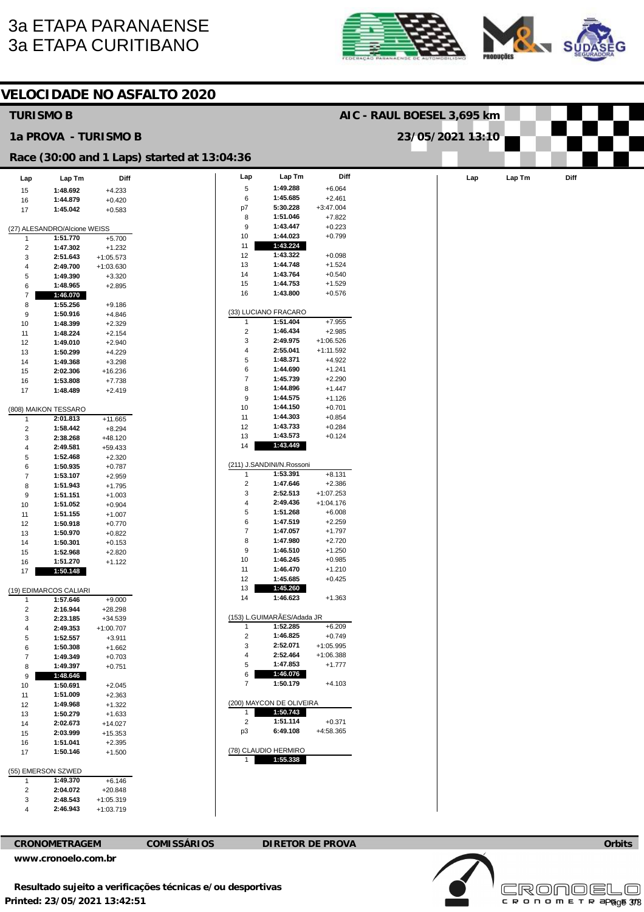3a ETAPA PARANAENSE
3a ETAPA CURITIBANO

## VELOCIDADE NO ASFALTO 2020

### TURISMO B

AIC - RAUL BOESEL 3,695 km

### 1a PROVA - TURISMO B

23/05/2021 13:10

### Race (30:00 and 1 Laps) started at 13:04:36

| Lap | Lap Tm | Diff |
|---|---|---|
| 15 | 1:48.692 | +4.233 |
| 16 | 1:44.879 | +0.420 |
| 17 | 1:45.042 | +0.583 |

(27) ALESANDRO/Alcione WEISS

| Lap | Lap Tm | Diff |
|---|---|---|
| 1 | 1:51.770 | +5.700 |
| 2 | 1:47.302 | +1.232 |
| 3 | 2:51.643 | +1:05.573 |
| 4 | 2:49.700 | +1:03.630 |
| 5 | 1:49.390 | +3.320 |
| 6 | 1:48.965 | +2.895 |
| 7 | **1:46.070** | |
| 8 | 1:55.256 | +9.186 |
| 9 | 1:50.916 | +4.846 |
| 10 | 1:48.399 | +2.329 |
| 11 | 1:48.224 | +2.154 |
| 12 | 1:49.010 | +2.940 |
| 13 | 1:50.299 | +4.229 |
| 14 | 1:49.368 | +3.298 |
| 15 | 2:02.306 | +16.236 |
| 16 | 1:53.808 | +7.738 |
| 17 | 1:48.489 | +2.419 |

(808) MAIKON TESSARO

| Lap | Lap Tm | Diff |
|---|---|---|
| 1 | 2:01.813 | +11.665 |
| 2 | 1:58.442 | +8.294 |
| 3 | 2:38.268 | +48.120 |
| 4 | 2:49.581 | +59.433 |
| 5 | 1:52.468 | +2.320 |
| 6 | 1:50.935 | +0.787 |
| 7 | 1:53.107 | +2.959 |
| 8 | 1:51.943 | +1.795 |
| 9 | 1:51.151 | +1.003 |
| 10 | 1:51.052 | +0.904 |
| 11 | 1:51.155 | +1.007 |
| 12 | 1:50.918 | +0.770 |
| 13 | 1:50.970 | +0.822 |
| 14 | 1:50.301 | +0.153 |
| 15 | 1:52.968 | +2.820 |
| 16 | 1:51.270 | +1.122 |
| 17 | **1:50.148** | |

(19) EDIMARCOS CALIARI

| Lap | Lap Tm | Diff |
|---|---|---|
| 1 | 1:57.646 | +9.000 |
| 2 | 2:16.944 | +28.298 |
| 3 | 2:23.185 | +34.539 |
| 4 | 2:49.353 | +1:00.707 |
| 5 | 1:52.557 | +3.911 |
| 6 | 1:50.308 | +1.662 |
| 7 | 1:49.349 | +0.703 |
| 8 | 1:49.397 | +0.751 |
| 9 | **1:48.646** | |
| 10 | 1:50.691 | +2.045 |
| 11 | 1:51.009 | +2.363 |
| 12 | 1:49.968 | +1.322 |
| 13 | 1:50.279 | +1.633 |
| 14 | 2:02.673 | +14.027 |
| 15 | 2:03.999 | +15.353 |
| 16 | 1:51.041 | +2.395 |
| 17 | 1:50.146 | +1.500 |

(55) EMERSON SZWED

| Lap | Lap Tm | Diff |
|---|---|---|
| 1 | 1:49.370 | +6.146 |
| 2 | 2:04.072 | +20.848 |
| 3 | 2:48.543 | +1:05.319 |
| 4 | 2:46.943 | +1:03.719 |
| 5 | 1:49.288 | +6.064 |
| 6 | 1:45.685 | +2.461 |
| p7 | 5:30.228 | +3:47.004 |
| 8 | 1:51.046 | +7.822 |
| 9 | 1:43.447 | +0.223 |
| 10 | 1:44.023 | +0.799 |
| 11 | **1:43.224** | |
| 12 | 1:43.322 | +0.098 |
| 13 | 1:44.748 | +1.524 |
| 14 | 1:43.764 | +0.540 |
| 15 | 1:44.753 | +1.529 |
| 16 | 1:43.800 | +0.576 |

(33) LUCIANO FRACARO

| Lap | Lap Tm | Diff |
|---|---|---|
| 1 | 1:51.404 | +7.955 |
| 2 | 1:46.434 | +2.985 |
| 3 | 2:49.975 | +1:06.526 |
| 4 | 2:55.041 | +1:11.592 |
| 5 | 1:48.371 | +4.922 |
| 6 | 1:44.690 | +1.241 |
| 7 | 1:45.739 | +2.290 |
| 8 | 1:44.896 | +1.447 |
| 9 | 1:44.575 | +1.126 |
| 10 | 1:44.150 | +0.701 |
| 11 | 1:44.303 | +0.854 |
| 12 | 1:43.733 | +0.284 |
| 13 | 1:43.573 | +0.124 |
| 14 | **1:43.449** | |

(211) J.SANDINI/N.Rossoni

| Lap | Lap Tm | Diff |
|---|---|---|
| 1 | 1:53.391 | +8.131 |
| 2 | 1:47.646 | +2.386 |
| 3 | 2:52.513 | +1:07.253 |
| 4 | 2:49.436 | +1:04.176 |
| 5 | 1:51.268 | +6.008 |
| 6 | 1:47.519 | +2.259 |
| 7 | 1:47.057 | +1.797 |
| 8 | 1:47.980 | +2.720 |
| 9 | 1:46.510 | +1.250 |
| 10 | 1:46.245 | +0.985 |
| 11 | 1:46.470 | +1.210 |
| 12 | 1:45.685 | +0.425 |
| 13 | **1:45.260** | |
| 14 | 1:46.623 | +1.363 |

(153) L.GUIMARÃES/Adada JR

| Lap | Lap Tm | Diff |
|---|---|---|
| 1 | 1:52.285 | +6.209 |
| 2 | 1:46.825 | +0.749 |
| 3 | 2:52.071 | +1:05.995 |
| 4 | 2:52.464 | +1:06.388 |
| 5 | 1:47.853 | +1.777 |
| 6 | **1:46.076** | |
| 7 | 1:50.179 | +4.103 |

(200) MAYCON DE OLIVEIRA

| Lap | Lap Tm | Diff |
|---|---|---|
| 1 | **1:50.743** | |
| 2 | 1:51.114 | +0.371 |
| p3 | 6:49.108 | +4:58.365 |

(78) CLAUDIO HERMIRO

| Lap | Lap Tm | Diff |
|---|---|---|
| 1 | **1:55.338** | |

**CRONOMETRAGEM** **COMISSÁRIOS** **DIRETOR DE PROVA** **Orbits**

**www.cronoelo.com.br**

**Resultado sujeito a verificações técnicas e/ou desportivas**

**Printed: 23/05/2021 13:42:51**